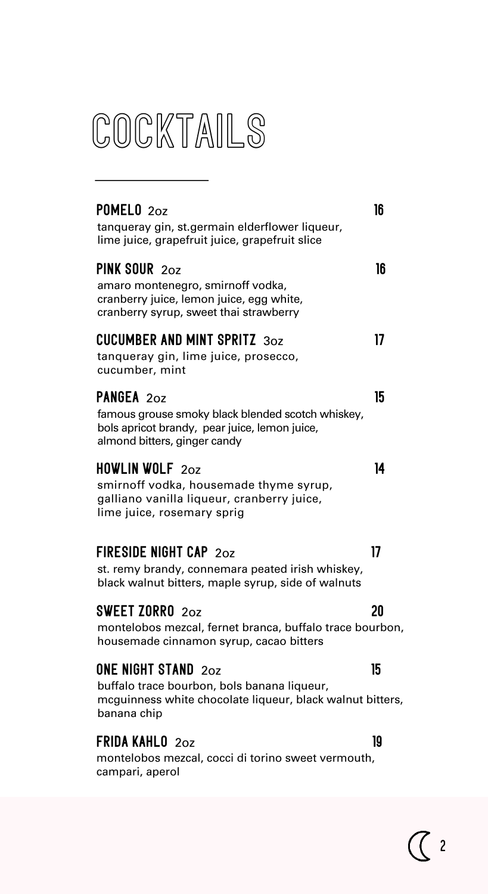# COCKTAILS

**POMELO** 2oz — **16**
tanqueray gin, st.germain elderflower liqueur, lime juice, grapefruit juice, grapefruit slice

**PINK SOUR** 2oz — **16**
amaro montenegro, smirnoff vodka, cranberry juice, lemon juice, egg white, cranberry syrup, sweet thai strawberry

**CUCUMBER AND MINT SPRITZ** 3oz — **17**
tanqueray gin, lime juice, prosecco, cucumber, mint

**PANGEA** 2oz — **15**
famous grouse smoky black blended scotch whiskey, bols apricot brandy, pear juice, lemon juice, almond bitters, ginger candy

**HOWLIN WOLF** 2oz — **14**
smirnoff vodka, housemade thyme syrup, galliano vanilla liqueur, cranberry juice, lime juice, rosemary sprig

**FIRESIDE NIGHT CAP** 2oz — **17**
st. remy brandy, connemara peated irish whiskey, black walnut bitters, maple syrup, side of walnuts

**SWEET ZORRO** 2oz — **20**
montelobos mezcal, fernet branca, buffalo trace bourbon, housemade cinnamon syrup, cacao bitters

**ONE NIGHT STAND** 2oz — **15**
buffalo trace bourbon, bols banana liqueur, mcguinness white chocolate liqueur, black walnut bitters, banana chip

**FRIDA KAHLO** 2oz — **19**
montelobos mezcal, cocci di torino sweet vermouth, campari, aperol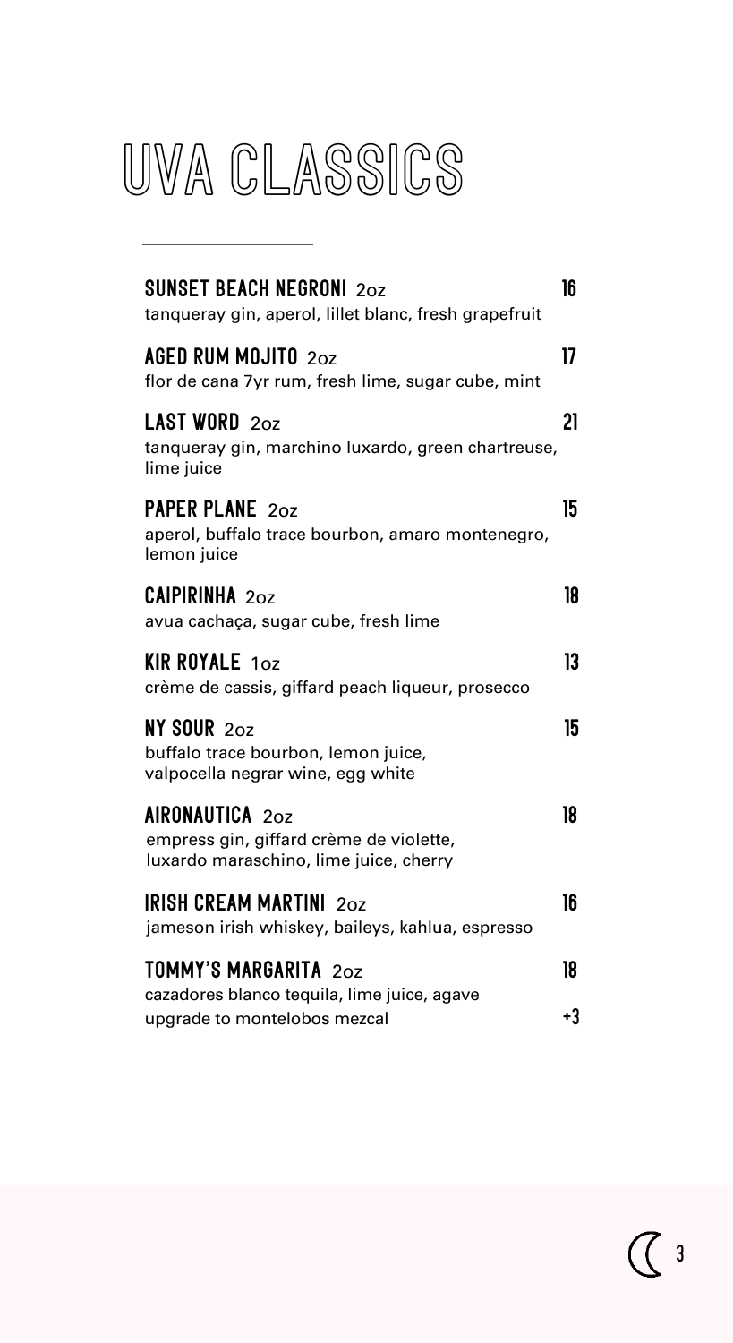# UVA CLASSICS

**SUNSET BEACH NEGRONI** 2oz — 16
tanqueray gin, aperol, lillet blanc, fresh grapefruit

**AGED RUM MOJITO** 2oz — 17
flor de cana 7yr rum, fresh lime, sugar cube, mint

**LAST WORD** 2oz — 21
tanqueray gin, marchino luxardo, green chartreuse, lime juice

**PAPER PLANE** 2oz — 15
aperol, buffalo trace bourbon, amaro montenegro, lemon juice

**CAIPIRINHA** 2oz — 18
avua cachaça, sugar cube, fresh lime

**KIR ROYALE** 1oz — 13
crème de cassis, giffard peach liqueur, prosecco

**NY SOUR** 2oz — 15
buffalo trace bourbon, lemon juice, valpocella negrar wine, egg white

**AIRONAUTICA** 2oz — 18
empress gin, giffard crème de violette, luxardo maraschino, lime juice, cherry

**IRISH CREAM MARTINI** 2oz — 16
jameson irish whiskey, baileys, kahlua, espresso

**TOMMY'S MARGARITA** 2oz — 18
cazadores blanco tequila, lime juice, agave
upgrade to montelobos mezcal — +3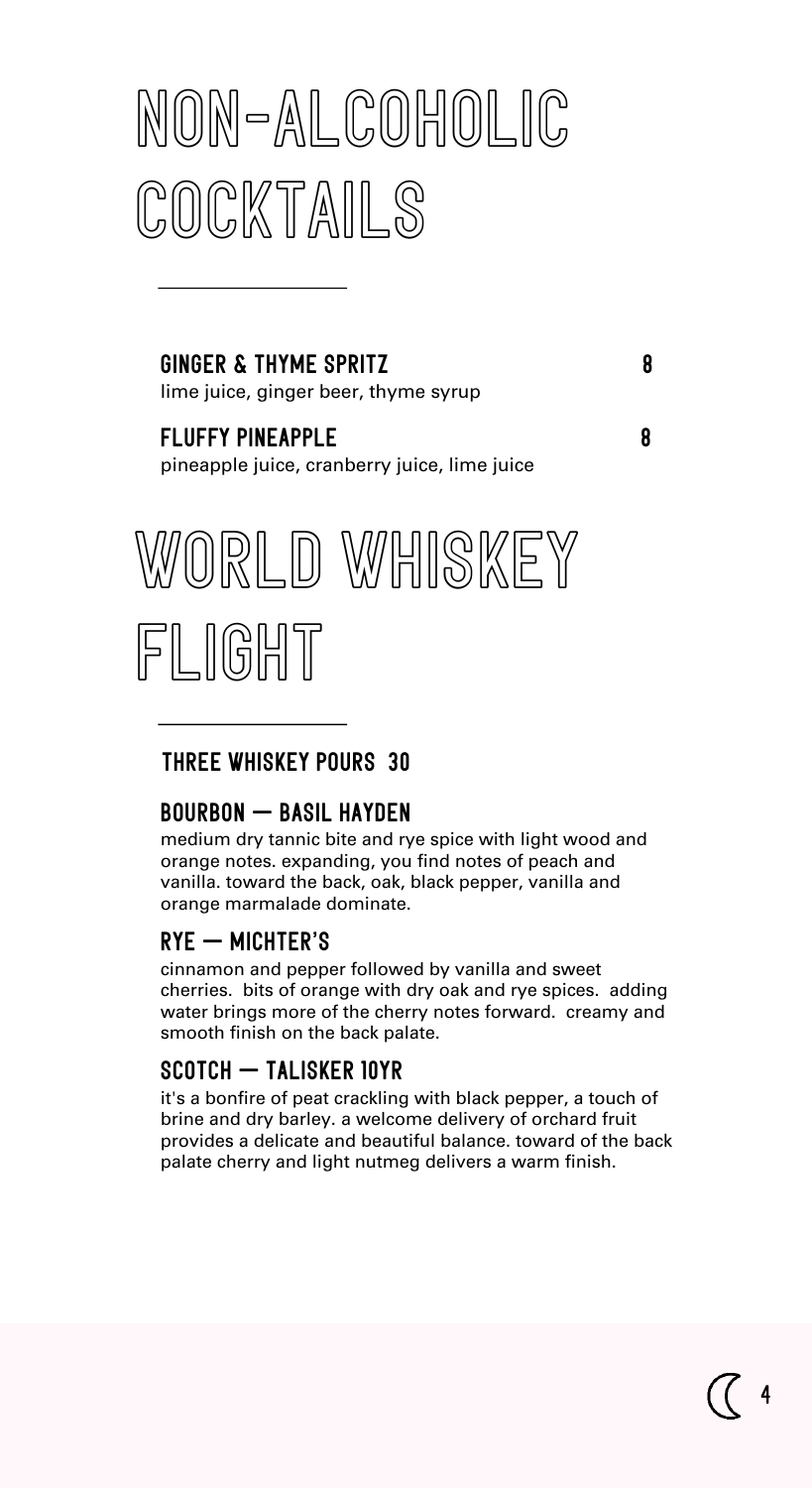# NON-ALCOHOLIC COCKTAILS

**GINGER & THYME SPRITZ** 8
lime juice, ginger beer, thyme syrup

**FLUFFY PINEAPPLE** 8
pineapple juice, cranberry juice, lime juice

# WORLD WHISKEY FLIGHT

**THREE WHISKEY POURS 30**

## BOURBON — BASIL HAYDEN

medium dry tannic bite and rye spice with light wood and orange notes. expanding, you find notes of peach and vanilla. toward the back, oak, black pepper, vanilla and orange marmalade dominate.

## RYE — MICHTER'S

cinnamon and pepper followed by vanilla and sweet cherries. bits of orange with dry oak and rye spices. adding water brings more of the cherry notes forward. creamy and smooth finish on the back palate.

## SCOTCH — TALISKER 10YR

it's a bonfire of peat crackling with black pepper, a touch of brine and dry barley. a welcome delivery of orchard fruit provides a delicate and beautiful balance. toward of the back palate cherry and light nutmeg delivers a warm finish.